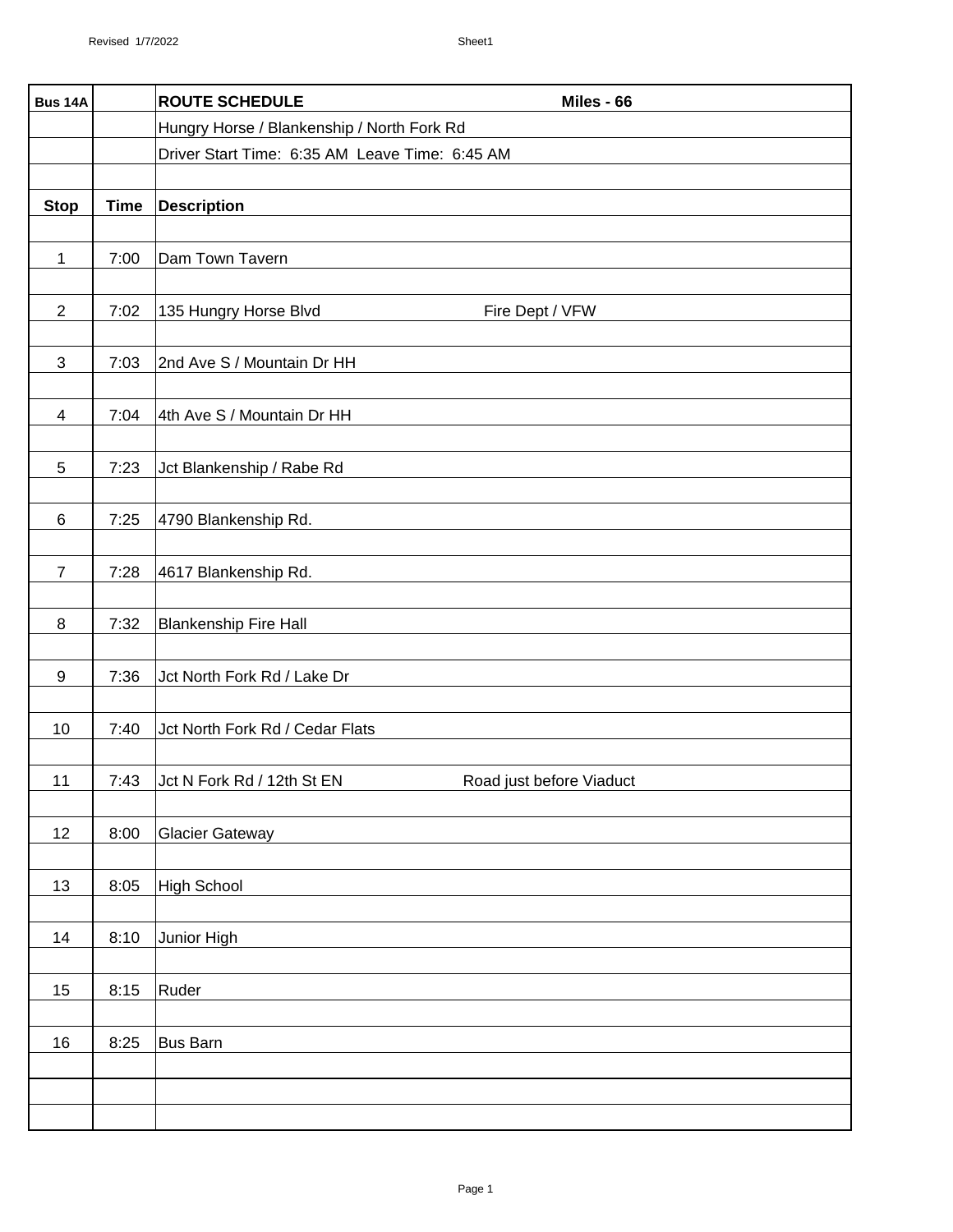| Bus 14A | | **ROUTE SCHEDULE** **Miles - 66** |
|---|---|---|
| | | Hungry Horse / Blankenship / North Fork Rd |
| | | Driver Start Time: 6:35 AM Leave Time: 6:45 AM |
| **Stop** | **Time** | **Description** |
| 1 | 7:00 | Dam Town Tavern |
| 2 | 7:02 | 135 Hungry Horse Blvd Fire Dept / VFW |
| 3 | 7:03 | 2nd Ave S / Mountain Dr HH |
| 4 | 7:04 | 4th Ave S / Mountain Dr HH |
| 5 | 7:23 | Jct Blankenship / Rabe Rd |
| 6 | 7:25 | 4790 Blankenship Rd. |
| 7 | 7:28 | 4617 Blankenship Rd. |
| 8 | 7:32 | Blankenship Fire Hall |
| 9 | 7:36 | Jct North Fork Rd / Lake Dr |
| 10 | 7:40 | Jct North Fork Rd / Cedar Flats |
| 11 | 7:43 | Jct N Fork Rd / 12th St EN Road just before Viaduct |
| 12 | 8:00 | Glacier Gateway |
| 13 | 8:05 | High School |
| 14 | 8:10 | Junior High |
| 15 | 8:15 | Ruder |
| 16 | 8:25 | Bus Barn |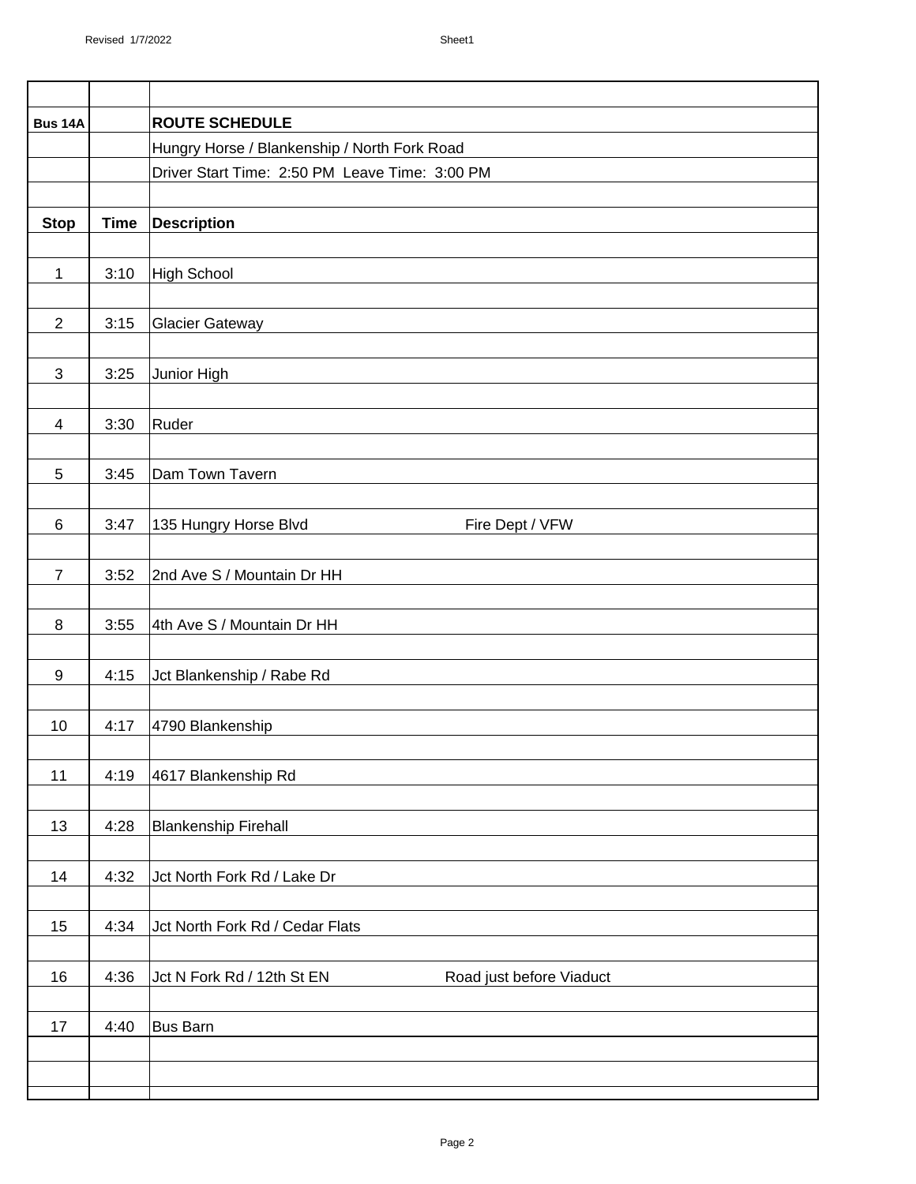| | | |
|---|---|---|
| **Bus 14A** | | **ROUTE SCHEDULE** |
| | | Hungry Horse / Blankenship / North Fork Road |
| | | Driver Start Time: 2:50 PM Leave Time: 3:00 PM |
| **Stop** | **Time** | **Description** |
| 1 | 3:10 | High School |
| 2 | 3:15 | Glacier Gateway |
| 3 | 3:25 | Junior High |
| 4 | 3:30 | Ruder |
| 5 | 3:45 | Dam Town Tavern |
| 6 | 3:47 | 135 Hungry Horse Blvd Fire Dept / VFW |
| 7 | 3:52 | 2nd Ave S / Mountain Dr HH |
| 8 | 3:55 | 4th Ave S / Mountain Dr HH |
| 9 | 4:15 | Jct Blankenship / Rabe Rd |
| 10 | 4:17 | 4790 Blankenship |
| 11 | 4:19 | 4617 Blankenship Rd |
| 13 | 4:28 | Blankenship Firehall |
| 14 | 4:32 | Jct North Fork Rd / Lake Dr |
| 15 | 4:34 | Jct North Fork Rd / Cedar Flats |
| 16 | 4:36 | Jct N Fork Rd / 12th St EN Road just before Viaduct |
| 17 | 4:40 | Bus Barn |